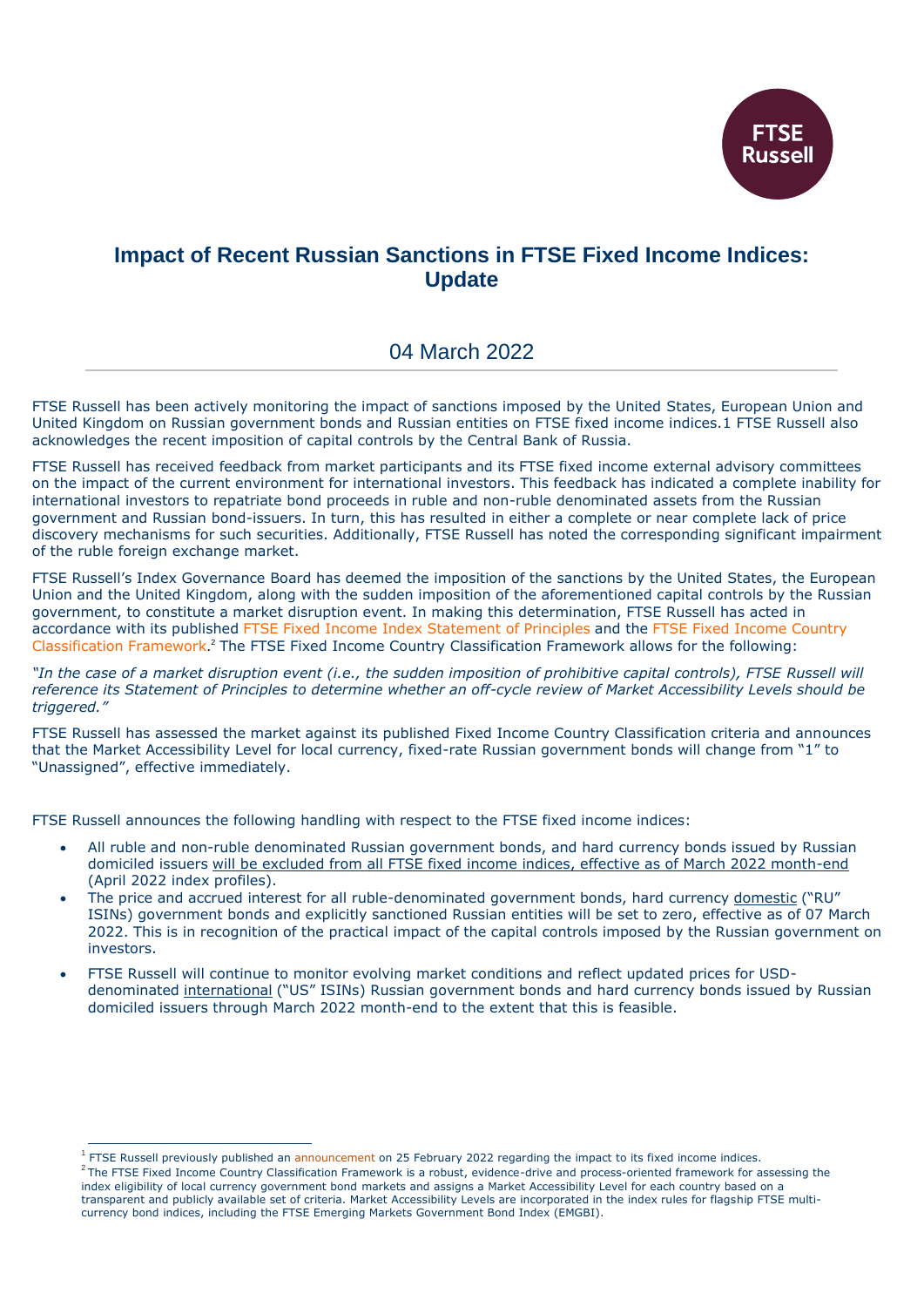# Impact of Recent Russian Sanctions in FTSE Fixed Income Indices: Update

04 March 2022

FTSE Russell has been actively monitoring the impact of sanctions imposed by the United States, European Union and United Kingdom on Russian government bonds and Russian entities on FTSE fixed income indices.[1] FTSE Russell also acknowledges the recent imposition of capital controls by the Central Bank of Russia.

FTSE Russell has received feedback from market participants and its FTSE fixed income external advisory committees on the impact of the current environment for international investors. This feedback has indicated a complete inability for international investors to repatriate bond proceeds in ruble and non-ruble denominated assets from the Russian government and Russian bond-issuers. In turn, this has resulted in either a complete or near complete lack of price discovery mechanisms for such securities. Additionally, FTSE Russell has noted the corresponding significant impairment of the ruble foreign exchange market.

FTSE Russell's Index Governance Board has deemed the imposition of the sanctions by the United States, the European Union and the United Kingdom, along with the sudden imposition of the aforementioned capital controls by the Russian government, to constitute a market disruption event. In making this determination, FTSE Russell has acted in accordance with its published FTSE Fixed Income Index Statement of Principles and the FTSE Fixed Income Country Classification Framework.[2] The FTSE Fixed Income Country Classification Framework allows for the following:

*"In the case of a market disruption event (i.e., the sudden imposition of prohibitive capital controls), FTSE Russell will reference its Statement of Principles to determine whether an off-cycle review of Market Accessibility Levels should be triggered."*

FTSE Russell has assessed the market against its published Fixed Income Country Classification criteria and announces that the Market Accessibility Level for local currency, fixed-rate Russian government bonds will change from "1" to "Unassigned", effective immediately.

FTSE Russell announces the following handling with respect to the FTSE fixed income indices:

- All ruble and non-ruble denominated Russian government bonds, and hard currency bonds issued by Russian domiciled issuers will be excluded from all FTSE fixed income indices, effective as of March 2022 month-end (April 2022 index profiles).
- The price and accrued interest for all ruble-denominated government bonds, hard currency domestic ("RU" ISINs) government bonds and explicitly sanctioned Russian entities will be set to zero, effective as of 07 March 2022. This is in recognition of the practical impact of the capital controls imposed by the Russian government on investors.
- FTSE Russell will continue to monitor evolving market conditions and reflect updated prices for USD-denominated international ("US" ISINs) Russian government bonds and hard currency bonds issued by Russian domiciled issuers through March 2022 month-end to the extent that this is feasible.

---

[1] FTSE Russell previously published an announcement on 25 February 2022 regarding the impact to its fixed income indices.

[2] The FTSE Fixed Income Country Classification Framework is a robust, evidence-drive and process-oriented framework for assessing the index eligibility of local currency government bond markets and assigns a Market Accessibility Level for each country based on a transparent and publicly available set of criteria. Market Accessibility Levels are incorporated in the index rules for flagship FTSE multi-currency bond indices, including the FTSE Emerging Markets Government Bond Index (EMGBI).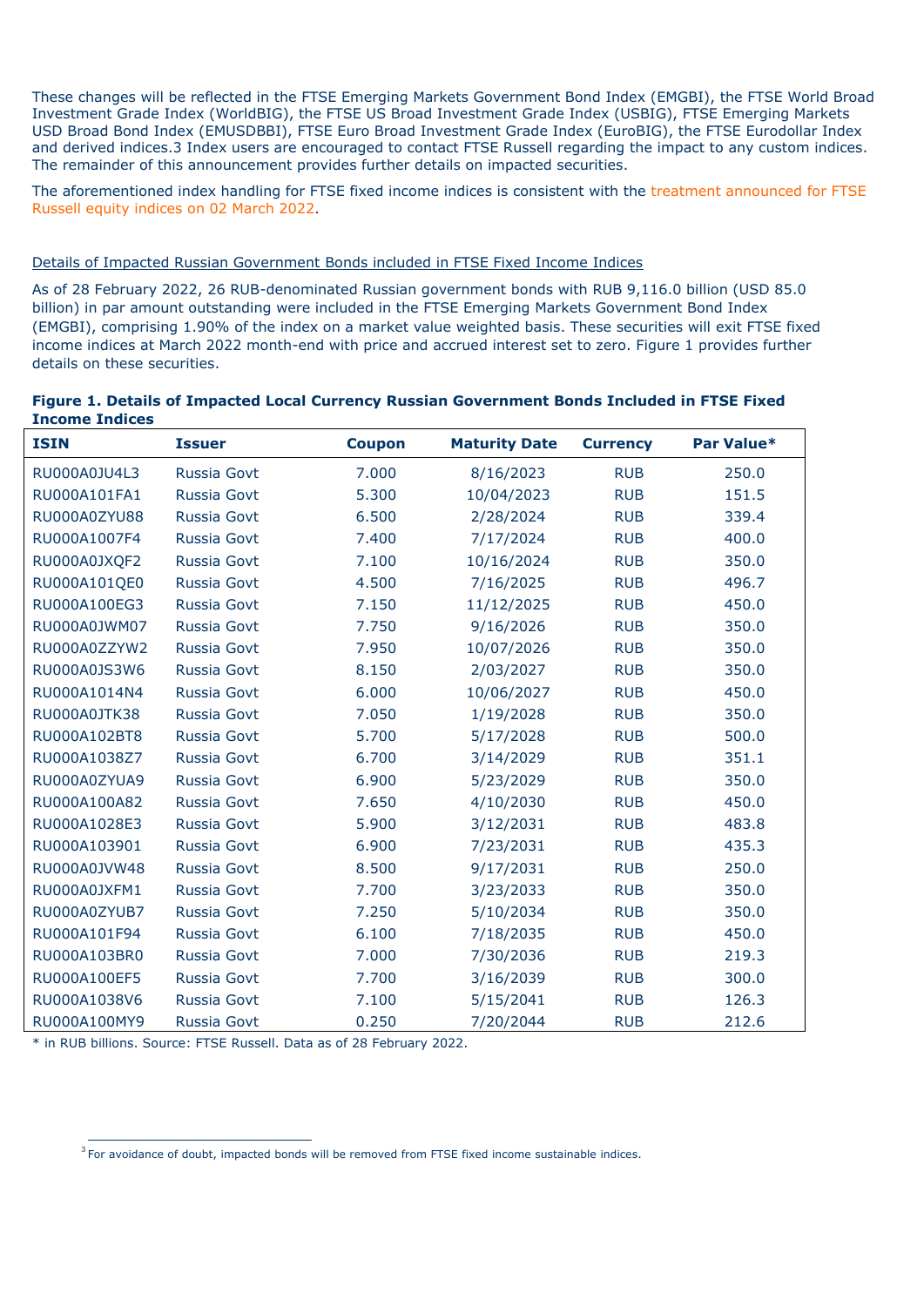These changes will be reflected in the FTSE Emerging Markets Government Bond Index (EMGBI), the FTSE World Broad Investment Grade Index (WorldBIG), the FTSE US Broad Investment Grade Index (USBIG), FTSE Emerging Markets USD Broad Bond Index (EMUSDBBI), FTSE Euro Broad Investment Grade Index (EuroBIG), the FTSE Eurodollar Index and derived indices.[3] Index users are encouraged to contact FTSE Russell regarding the impact to any custom indices. The remainder of this announcement provides further details on impacted securities.

The aforementioned index handling for FTSE fixed income indices is consistent with the treatment announced for FTSE Russell equity indices on 02 March 2022.

<u>Details of Impacted Russian Government Bonds included in FTSE Fixed Income Indices</u>

As of 28 February 2022, 26 RUB-denominated Russian government bonds with RUB 9,116.0 billion (USD 85.0 billion) in par amount outstanding were included in the FTSE Emerging Markets Government Bond Index (EMGBI), comprising 1.90% of the index on a market value weighted basis. These securities will exit FTSE fixed income indices at March 2022 month-end with price and accrued interest set to zero. Figure 1 provides further details on these securities.

**Figure 1. Details of Impacted Local Currency Russian Government Bonds Included in FTSE Fixed Income Indices**

| ISIN | Issuer | Coupon | Maturity Date | Currency | Par Value* |
|---|---|---|---|---|---|
| RU000A0JU4L3 | Russia Govt | 7.000 | 8/16/2023 | RUB | 250.0 |
| RU000A101FA1 | Russia Govt | 5.300 | 10/04/2023 | RUB | 151.5 |
| RU000A0ZYU88 | Russia Govt | 6.500 | 2/28/2024 | RUB | 339.4 |
| RU000A1007F4 | Russia Govt | 7.400 | 7/17/2024 | RUB | 400.0 |
| RU000A0JXQF2 | Russia Govt | 7.100 | 10/16/2024 | RUB | 350.0 |
| RU000A101QE0 | Russia Govt | 4.500 | 7/16/2025 | RUB | 496.7 |
| RU000A100EG3 | Russia Govt | 7.150 | 11/12/2025 | RUB | 450.0 |
| RU000A0JWM07 | Russia Govt | 7.750 | 9/16/2026 | RUB | 350.0 |
| RU000A0ZZYW2 | Russia Govt | 7.950 | 10/07/2026 | RUB | 350.0 |
| RU000A0JS3W6 | Russia Govt | 8.150 | 2/03/2027 | RUB | 350.0 |
| RU000A1014N4 | Russia Govt | 6.000 | 10/06/2027 | RUB | 450.0 |
| RU000A0JTK38 | Russia Govt | 7.050 | 1/19/2028 | RUB | 350.0 |
| RU000A102BT8 | Russia Govt | 5.700 | 5/17/2028 | RUB | 500.0 |
| RU000A1038Z7 | Russia Govt | 6.700 | 3/14/2029 | RUB | 351.1 |
| RU000A0ZYUA9 | Russia Govt | 6.900 | 5/23/2029 | RUB | 350.0 |
| RU000A100A82 | Russia Govt | 7.650 | 4/10/2030 | RUB | 450.0 |
| RU000A1028E3 | Russia Govt | 5.900 | 3/12/2031 | RUB | 483.8 |
| RU000A103901 | Russia Govt | 6.900 | 7/23/2031 | RUB | 435.3 |
| RU000A0JVW48 | Russia Govt | 8.500 | 9/17/2031 | RUB | 250.0 |
| RU000A0JXFM1 | Russia Govt | 7.700 | 3/23/2033 | RUB | 350.0 |
| RU000A0ZYUB7 | Russia Govt | 7.250 | 5/10/2034 | RUB | 350.0 |
| RU000A101F94 | Russia Govt | 6.100 | 7/18/2035 | RUB | 450.0 |
| RU000A103BR0 | Russia Govt | 7.000 | 7/30/2036 | RUB | 219.3 |
| RU000A100EF5 | Russia Govt | 7.700 | 3/16/2039 | RUB | 300.0 |
| RU000A1038V6 | Russia Govt | 7.100 | 5/15/2041 | RUB | 126.3 |
| RU000A100MY9 | Russia Govt | 0.250 | 7/20/2044 | RUB | 212.6 |

* in RUB billions. Source: FTSE Russell. Data as of 28 February 2022.

[3] For avoidance of doubt, impacted bonds will be removed from FTSE fixed income sustainable indices.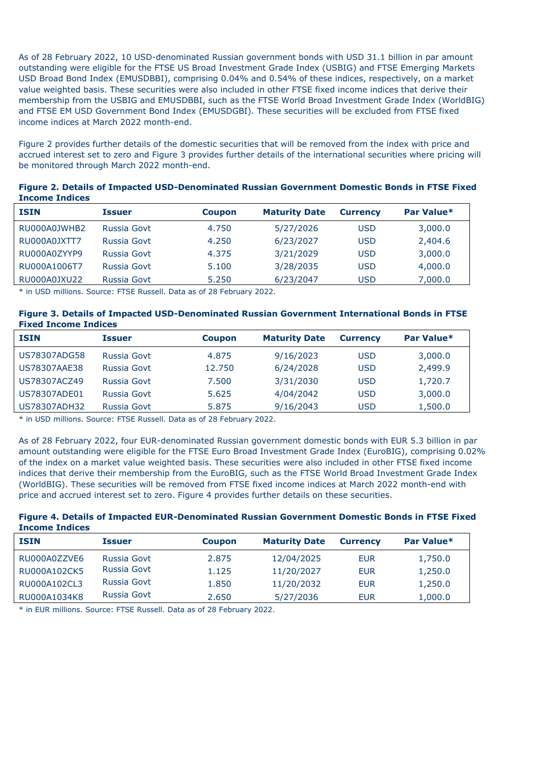As of 28 February 2022, 10 USD-denominated Russian government bonds with USD 31.1 billion in par amount outstanding were eligible for the FTSE US Broad Investment Grade Index (USBIG) and FTSE Emerging Markets USD Broad Bond Index (EMUSDBBI), comprising 0.04% and 0.54% of these indices, respectively, on a market value weighted basis. These securities were also included in other FTSE fixed income indices that derive their membership from the USBIG and EMUSDBBI, such as the FTSE World Broad Investment Grade Index (WorldBIG) and FTSE EM USD Government Bond Index (EMUSDGBI). These securities will be excluded from FTSE fixed income indices at March 2022 month-end.

Figure 2 provides further details of the domestic securities that will be removed from the index with price and accrued interest set to zero and Figure 3 provides further details of the international securities where pricing will be monitored through March 2022 month-end.

**Figure 2. Details of Impacted USD-Denominated Russian Government Domestic Bonds in FTSE Fixed Income Indices**

| ISIN | Issuer | Coupon | Maturity Date | Currency | Par Value* |
|---|---|---|---|---|---|
| RU000A0JWHB2 | Russia Govt | 4.750 | 5/27/2026 | USD | 3,000.0 |
| RU000A0JXTT7 | Russia Govt | 4.250 | 6/23/2027 | USD | 2,404.6 |
| RU000A0ZYYP9 | Russia Govt | 4.375 | 3/21/2029 | USD | 3,000.0 |
| RU000A1006T7 | Russia Govt | 5.100 | 3/28/2035 | USD | 4,000.0 |
| RU000A0JXU22 | Russia Govt | 5.250 | 6/23/2047 | USD | 7,000.0 |

* in USD millions. Source: FTSE Russell. Data as of 28 February 2022.

**Figure 3. Details of Impacted USD-Denominated Russian Government International Bonds in FTSE Fixed Income Indices**

| ISIN | Issuer | Coupon | Maturity Date | Currency | Par Value* |
|---|---|---|---|---|---|
| US78307ADG58 | Russia Govt | 4.875 | 9/16/2023 | USD | 3,000.0 |
| US78307AAE38 | Russia Govt | 12.750 | 6/24/2028 | USD | 2,499.9 |
| US78307ACZ49 | Russia Govt | 7.500 | 3/31/2030 | USD | 1,720.7 |
| US78307ADE01 | Russia Govt | 5.625 | 4/04/2042 | USD | 3,000.0 |
| US78307ADH32 | Russia Govt | 5.875 | 9/16/2043 | USD | 1,500.0 |

* in USD millions. Source: FTSE Russell. Data as of 28 February 2022.

As of 28 February 2022, four EUR-denominated Russian government domestic bonds with EUR 5.3 billion in par amount outstanding were eligible for the FTSE Euro Broad Investment Grade Index (EuroBIG), comprising 0.02% of the index on a market value weighted basis. These securities were also included in other FTSE fixed income indices that derive their membership from the EuroBIG, such as the FTSE World Broad Investment Grade Index (WorldBIG). These securities will be removed from FTSE fixed income indices at March 2022 month-end with price and accrued interest set to zero. Figure 4 provides further details on these securities.

**Figure 4. Details of Impacted EUR-Denominated Russian Government Domestic Bonds in FTSE Fixed Income Indices**

| ISIN | Issuer | Coupon | Maturity Date | Currency | Par Value* |
|---|---|---|---|---|---|
| RU000A0ZZVE6 | Russia Govt | 2.875 | 12/04/2025 | EUR | 1,750.0 |
| RU000A102CK5 | Russia Govt | 1.125 | 11/20/2027 | EUR | 1,250.0 |
| RU000A102CL3 | Russia Govt | 1.850 | 11/20/2032 | EUR | 1,250.0 |
| RU000A1034K8 | Russia Govt | 2.650 | 5/27/2036 | EUR | 1,000.0 |

* in EUR millions. Source: FTSE Russell. Data as of 28 February 2022.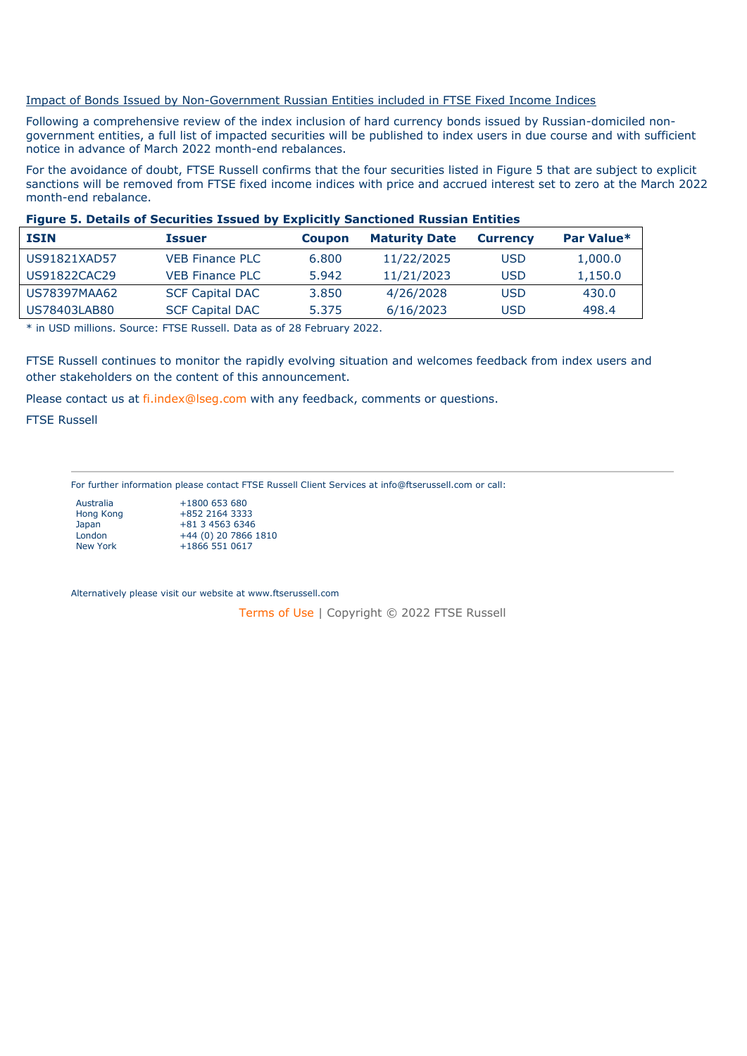Impact of Bonds Issued by Non-Government Russian Entities included in FTSE Fixed Income Indices

Following a comprehensive review of the index inclusion of hard currency bonds issued by Russian-domiciled non-government entities, a full list of impacted securities will be published to index users in due course and with sufficient notice in advance of March 2022 month-end rebalances.

For the avoidance of doubt, FTSE Russell confirms that the four securities listed in Figure 5 that are subject to explicit sanctions will be removed from FTSE fixed income indices with price and accrued interest set to zero at the March 2022 month-end rebalance.

**Figure 5. Details of Securities Issued by Explicitly Sanctioned Russian Entities**

| ISIN | Issuer | Coupon | Maturity Date | Currency | Par Value* |
|---|---|---|---|---|---|
| US91821XAD57 | VEB Finance PLC | 6.800 | 11/22/2025 | USD | 1,000.0 |
| US91822CAC29 | VEB Finance PLC | 5.942 | 11/21/2023 | USD | 1,150.0 |
| US78397MAA62 | SCF Capital DAC | 3.850 | 4/26/2028 | USD | 430.0 |
| US78403LAB80 | SCF Capital DAC | 5.375 | 6/16/2023 | USD | 498.4 |

* in USD millions. Source: FTSE Russell. Data as of 28 February 2022.

FTSE Russell continues to monitor the rapidly evolving situation and welcomes feedback from index users and other stakeholders on the content of this announcement.

Please contact us at fi.index@lseg.com with any feedback, comments or questions.

FTSE Russell

For further information please contact FTSE Russell Client Services at info@ftserussell.com or call:

| | |
|---|---|
| Australia | +1800 653 680 |
| Hong Kong | +852 2164 3333 |
| Japan | +81 3 4563 6346 |
| London | +44 (0) 20 7866 1810 |
| New York | +1866 551 0617 |

Alternatively please visit our website at www.ftserussell.com

Terms of Use | Copyright © 2022 FTSE Russell